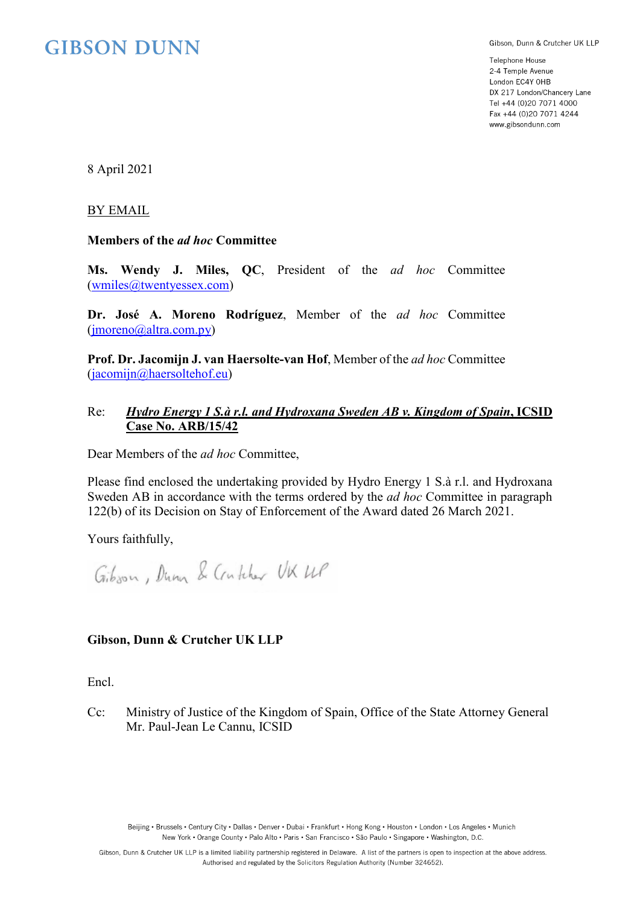GIBSON DUNN

Gibson, Dunn & Crutcher UK LLP

Telephone House
2-4 Temple Avenue
London EC4Y 0HB
DX 217 London/Chancery Lane
Tel +44 (0)20 7071 4000
Fax +44 (0)20 7071 4244
www.gibsondunn.com

8 April 2021

BY EMAIL

**Members of the *ad hoc* Committee**

**Ms. Wendy J. Miles, QC**, President of the *ad hoc* Committee (wmiles@twentyessex.com)

**Dr. José A. Moreno Rodríguez**, Member of the *ad hoc* Committee (jmoreno@altra.com.py)

**Prof. Dr. Jacomijn J. van Haersolte-van Hof**, Member of the *ad hoc* Committee (jacomijn@haersoltehof.eu)

Re: ***Hydro Energy 1 S.à r.l. and Hydroxana Sweden AB v. Kingdom of Spain*, ICSID Case No. ARB/15/42**

Dear Members of the *ad hoc* Committee,

Please find enclosed the undertaking provided by Hydro Energy 1 S.à r.l. and Hydroxana Sweden AB in accordance with the terms ordered by the *ad hoc* Committee in paragraph 122(b) of its Decision on Stay of Enforcement of the Award dated 26 March 2021.

Yours faithfully,

Gibson, Dunn & Crutcher UK LLP

**Gibson, Dunn & Crutcher UK LLP**

Encl.

Cc: Ministry of Justice of the Kingdom of Spain, Office of the State Attorney General
Mr. Paul-Jean Le Cannu, ICSID

Beijing • Brussels • Century City • Dallas • Denver • Dubai • Frankfurt • Hong Kong • Houston • London • Los Angeles • Munich
New York • Orange County • Palo Alto • Paris • San Francisco • São Paulo • Singapore • Washington, D.C.

Gibson, Dunn & Crutcher UK LLP is a limited liability partnership registered in Delaware. A list of the partners is open to inspection at the above address.
Authorised and regulated by the Solicitors Regulation Authority (Number 324652).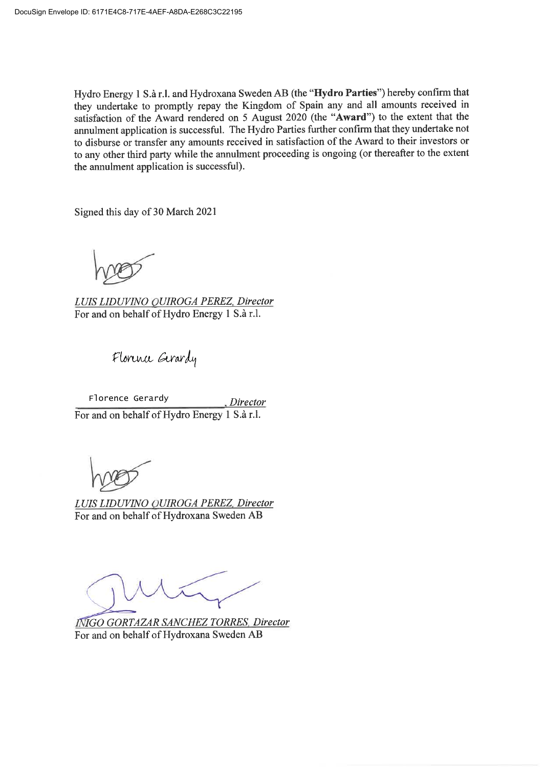Hydro Energy 1 S.à r.l. and Hydroxana Sweden AB (the "**Hydro Parties**") hereby confirm that they undertake to promptly repay the Kingdom of Spain any and all amounts received in satisfaction of the Award rendered on 5 August 2020 (the "**Award**") to the extent that the annulment application is successful. The Hydro Parties further confirm that they undertake not to disburse or transfer any amounts received in satisfaction of the Award to their investors or to any other third party while the annulment proceeding is ongoing (or thereafter to the extent the annulment application is successful).

Signed this day of 30 March 2021

*LUIS LIDUVINO QUIROGA PEREZ, Director*
For and on behalf of Hydro Energy 1 S.à r.l.

Florence Gerardy, *Director*
For and on behalf of Hydro Energy 1 S.à r.l.

*LUIS LIDUVINO QUIROGA PEREZ, Director*
For and on behalf of Hydroxana Sweden AB

*IÑIGO GORTAZAR SANCHEZ TORRES, Director*
For and on behalf of Hydroxana Sweden AB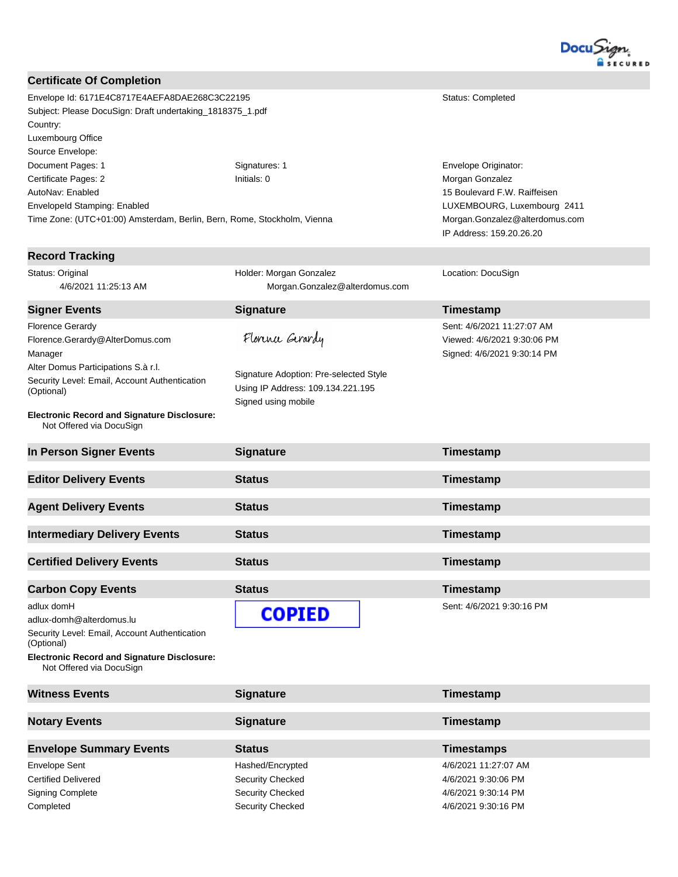## Certificate Of Completion

Envelope Id: 6171E4C8717E4AEFA8DAE268C3C22195
Subject: Please DocuSign: Draft undertaking_1818375_1.pdf
Country:
Luxembourg Office
Source Envelope:
Document Pages: 1
Certificate Pages: 2
AutoNav: Enabled
EnvelopeId Stamping: Enabled
Time Zone: (UTC+01:00) Amsterdam, Berlin, Bern, Rome, Stockholm, Vienna

Signatures: 1
Initials: 0

Status: Completed

Envelope Originator:
Morgan Gonzalez
15 Boulevard F.W. Raiffeisen
LUXEMBOURG, Luxembourg 2411
Morgan.Gonzalez@alterdomus.com
IP Address: 159.20.26.20

## Record Tracking

| | | |
|---|---|---|
| Status: Original<br>4/6/2021 11:25:13 AM | Holder: Morgan Gonzalez<br>Morgan.Gonzalez@alterdomus.com | Location: DocuSign |

| Signer Events | Signature | Timestamp |
|---|---|---|
| Florence Gerardy<br>Florence.Gerardy@AlterDomus.com<br>Manager<br>Alter Domus Participations S.à r.l.<br>Security Level: Email, Account Authentication (Optional)<br>**Electronic Record and Signature Disclosure:**<br>Not Offered via DocuSign | Florence Gerardy<br>Signature Adoption: Pre-selected Style<br>Using IP Address: 109.134.221.195<br>Signed using mobile | Sent: 4/6/2021 11:27:07 AM<br>Viewed: 4/6/2021 9:30:06 PM<br>Signed: 4/6/2021 9:30:14 PM |

| In Person Signer Events | Signature | Timestamp |
|---|---|---|

| Editor Delivery Events | Status | Timestamp |
|---|---|---|

| Agent Delivery Events | Status | Timestamp |
|---|---|---|

| Intermediary Delivery Events | Status | Timestamp |
|---|---|---|

| Certified Delivery Events | Status | Timestamp |
|---|---|---|

| Carbon Copy Events | Status | Timestamp |
|---|---|---|
| adlux domH<br>adlux-domh@alterdomus.lu<br>Security Level: Email, Account Authentication (Optional)<br>**Electronic Record and Signature Disclosure:**<br>Not Offered via DocuSign | COPIED | Sent: 4/6/2021 9:30:16 PM |

| Witness Events | Signature | Timestamp |
|---|---|---|

| Notary Events | Signature | Timestamp |
|---|---|---|

| Envelope Summary Events | Status | Timestamps |
|---|---|---|
| Envelope Sent | Hashed/Encrypted | 4/6/2021 11:27:07 AM |
| Certified Delivered | Security Checked | 4/6/2021 9:30:06 PM |
| Signing Complete | Security Checked | 4/6/2021 9:30:14 PM |
| Completed | Security Checked | 4/6/2021 9:30:16 PM |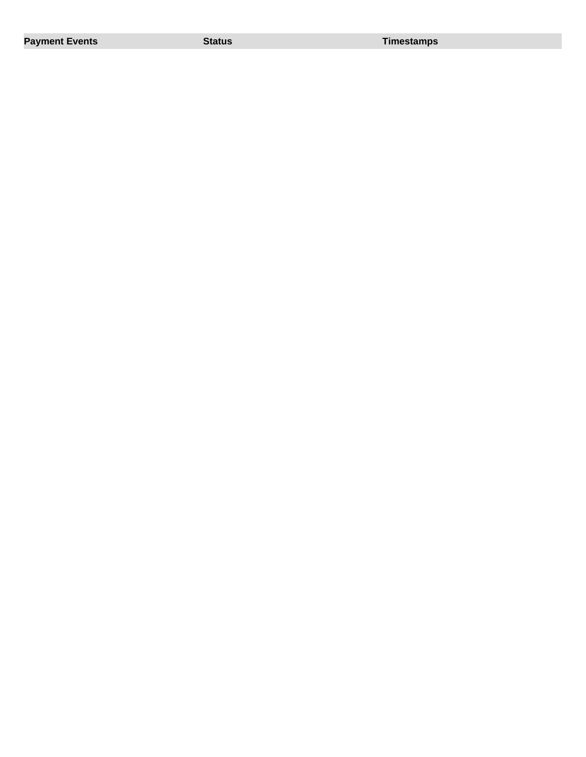| Payment Events | Status | Timestamps |
|---|---|---|